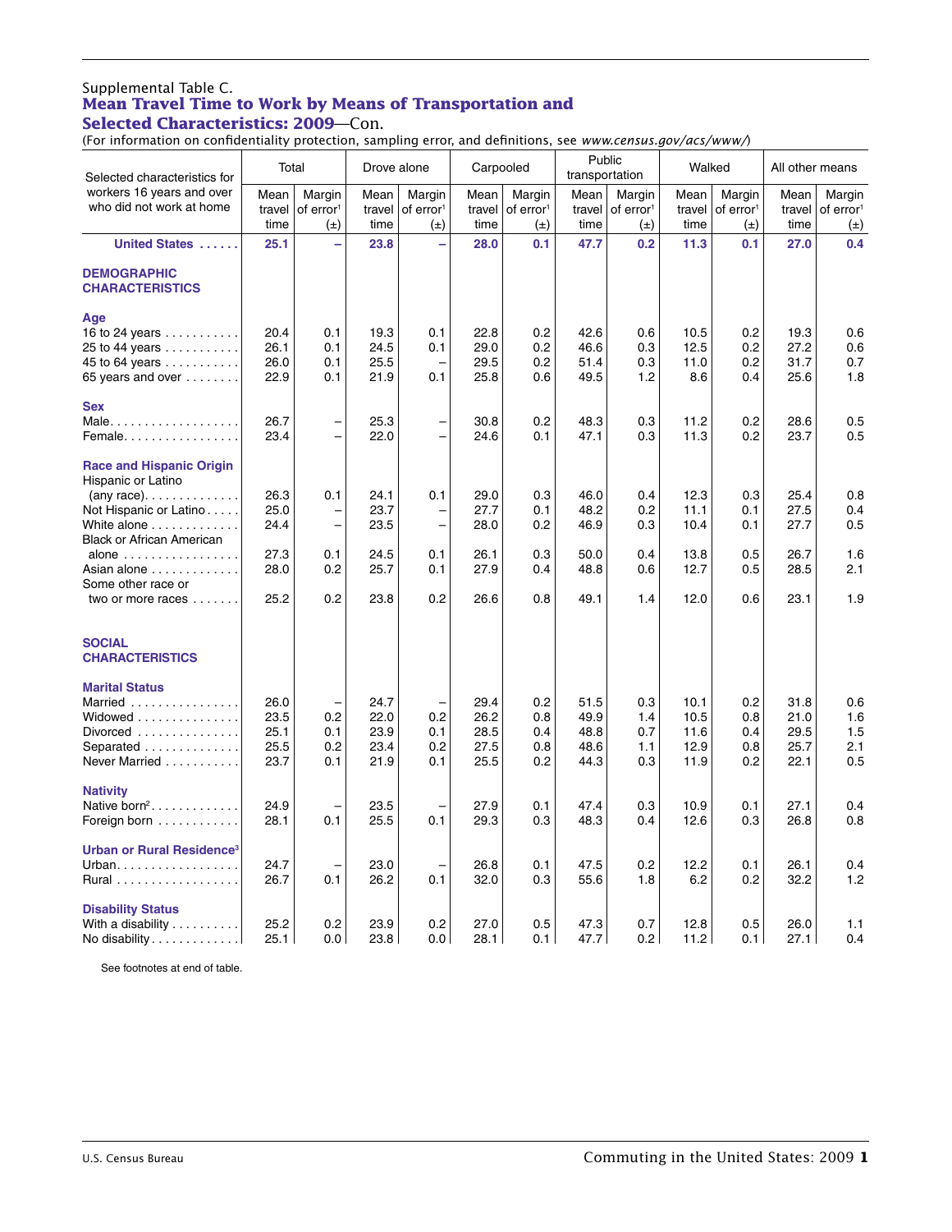Supplemental Table C.

## Mean Travel Time to Work by Means of Transportation and Selected Characteristics: 2009—Con.

(For information on confidentiality protection, sampling error, and definitions, see *www.census.gov/acs/www/*)

| Selected characteristics for workers 16 years and over who did not work at home | Total | | Drove alone | | Carpooled | | Public transportation | | Walked | | All other means | |
|---|---|---|---|---|---|---|---|---|---|---|---|---|
| | Mean travel time | Margin of error[1] (±) | Mean travel time | Margin of error[1] (±) | Mean travel time | Margin of error[1] (±) | Mean travel time | Margin of error[1] (±) | Mean travel time | Margin of error[1] (±) | Mean travel time | Margin of error[1] (±) |
| **United States** | **25.1** | **–** | **23.8** | **–** | **28.0** | **0.1** | **47.7** | **0.2** | **11.3** | **0.1** | **27.0** | **0.4** |
| **DEMOGRAPHIC CHARACTERISTICS** | | | | | | | | | | | | |
| **Age** | | | | | | | | | | | | |
| 16 to 24 years | 20.4 | 0.1 | 19.3 | 0.1 | 22.8 | 0.2 | 42.6 | 0.6 | 10.5 | 0.2 | 19.3 | 0.6 |
| 25 to 44 years | 26.1 | 0.1 | 24.5 | 0.1 | 29.0 | 0.2 | 46.6 | 0.3 | 12.5 | 0.2 | 27.2 | 0.6 |
| 45 to 64 years | 26.0 | 0.1 | 25.5 | – | 29.5 | 0.2 | 51.4 | 0.3 | 11.0 | 0.2 | 31.7 | 0.7 |
| 65 years and over | 22.9 | 0.1 | 21.9 | 0.1 | 25.8 | 0.6 | 49.5 | 1.2 | 8.6 | 0.4 | 25.6 | 1.8 |
| **Sex** | | | | | | | | | | | | |
| Male | 26.7 | – | 25.3 | – | 30.8 | 0.2 | 48.3 | 0.3 | 11.2 | 0.2 | 28.6 | 0.5 |
| Female | 23.4 | – | 22.0 | – | 24.6 | 0.1 | 47.1 | 0.3 | 11.3 | 0.2 | 23.7 | 0.5 |
| **Race and Hispanic Origin** | | | | | | | | | | | | |
| Hispanic or Latino (any race) | 26.3 | 0.1 | 24.1 | 0.1 | 29.0 | 0.3 | 46.0 | 0.4 | 12.3 | 0.3 | 25.4 | 0.8 |
| Not Hispanic or Latino | 25.0 | – | 23.7 | – | 27.7 | 0.1 | 48.2 | 0.2 | 11.1 | 0.1 | 27.5 | 0.4 |
| White alone | 24.4 | – | 23.5 | – | 28.0 | 0.2 | 46.9 | 0.3 | 10.4 | 0.1 | 27.7 | 0.5 |
| Black or African American alone | 27.3 | 0.1 | 24.5 | 0.1 | 26.1 | 0.3 | 50.0 | 0.4 | 13.8 | 0.5 | 26.7 | 1.6 |
| Asian alone | 28.0 | 0.2 | 25.7 | 0.1 | 27.9 | 0.4 | 48.8 | 0.6 | 12.7 | 0.5 | 28.5 | 2.1 |
| Some other race or two or more races | 25.2 | 0.2 | 23.8 | 0.2 | 26.6 | 0.8 | 49.1 | 1.4 | 12.0 | 0.6 | 23.1 | 1.9 |
| **SOCIAL CHARACTERISTICS** | | | | | | | | | | | | |
| **Marital Status** | | | | | | | | | | | | |
| Married | 26.0 | – | 24.7 | – | 29.4 | 0.2 | 51.5 | 0.3 | 10.1 | 0.2 | 31.8 | 0.6 |
| Widowed | 23.5 | 0.2 | 22.0 | 0.2 | 26.2 | 0.8 | 49.9 | 1.4 | 10.5 | 0.8 | 21.0 | 1.6 |
| Divorced | 25.1 | 0.1 | 23.9 | 0.1 | 28.5 | 0.4 | 48.8 | 0.7 | 11.6 | 0.4 | 29.5 | 1.5 |
| Separated | 25.5 | 0.2 | 23.4 | 0.2 | 27.5 | 0.8 | 48.6 | 1.1 | 12.9 | 0.8 | 25.7 | 2.1 |
| Never Married | 23.7 | 0.1 | 21.9 | 0.1 | 25.5 | 0.2 | 44.3 | 0.3 | 11.9 | 0.2 | 22.1 | 0.5 |
| **Nativity** | | | | | | | | | | | | |
| Native born[2] | 24.9 | – | 23.5 | – | 27.9 | 0.1 | 47.4 | 0.3 | 10.9 | 0.1 | 27.1 | 0.4 |
| Foreign born | 28.1 | 0.1 | 25.5 | 0.1 | 29.3 | 0.3 | 48.3 | 0.4 | 12.6 | 0.3 | 26.8 | 0.8 |
| **Urban or Rural Residence[3]** | | | | | | | | | | | | |
| Urban | 24.7 | – | 23.0 | – | 26.8 | 0.1 | 47.5 | 0.2 | 12.2 | 0.1 | 26.1 | 0.4 |
| Rural | 26.7 | 0.1 | 26.2 | 0.1 | 32.0 | 0.3 | 55.6 | 1.8 | 6.2 | 0.2 | 32.2 | 1.2 |
| **Disability Status** | | | | | | | | | | | | |
| With a disability | 25.2 | 0.2 | 23.9 | 0.2 | 27.0 | 0.5 | 47.3 | 0.7 | 12.8 | 0.5 | 26.0 | 1.1 |
| No disability | 25.1 | 0.0 | 23.8 | 0.0 | 28.1 | 0.1 | 47.7 | 0.2 | 11.2 | 0.1 | 27.1 | 0.4 |

See footnotes at end of table.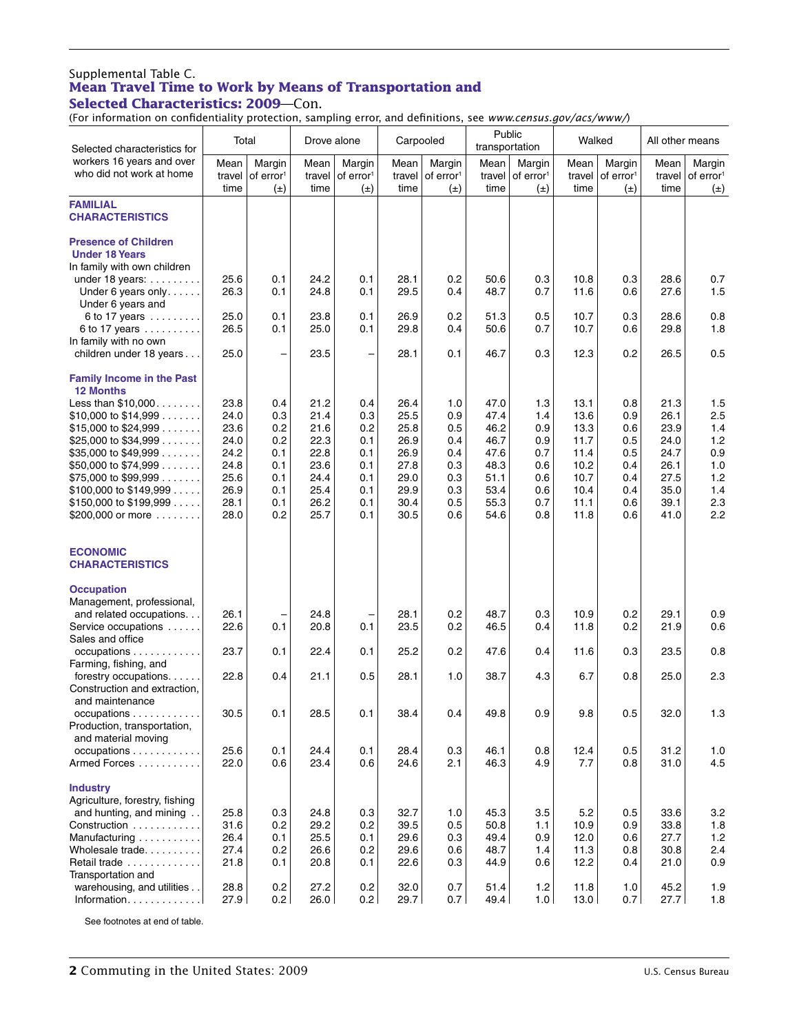Supplemental Table C.

## Mean Travel Time to Work by Means of Transportation and Selected Characteristics: 2009—Con.

(For information on confidentiality protection, sampling error, and definitions, see *www.census.gov/acs/www/*)

| Selected characteristics for workers 16 years and over who did not work at home | Total | | Drove alone | | Carpooled | | Public transportation | | Walked | | All other means | |
|---|---|---|---|---|---|---|---|---|---|---|---|---|
| | Mean travel time | Margin of error[1] (±) | Mean travel time | Margin of error[1] (±) | Mean travel time | Margin of error[1] (±) | Mean travel time | Margin of error[1] (±) | Mean travel time | Margin of error[1] (±) | Mean travel time | Margin of error[1] (±) |
| **FAMILIAL CHARACTERISTICS** | | | | | | | | | | | | |
| **Presence of Children Under 18 Years** | | | | | | | | | | | | |
| In family with own children under 18 years: | 25.6 | 0.1 | 24.2 | 0.1 | 28.1 | 0.2 | 50.6 | 0.3 | 10.8 | 0.3 | 28.6 | 0.7 |
| Under 6 years only | 26.3 | 0.1 | 24.8 | 0.1 | 29.5 | 0.4 | 48.7 | 0.7 | 11.6 | 0.6 | 27.6 | 1.5 |
| Under 6 years and 6 to 17 years | 25.0 | 0.1 | 23.8 | 0.1 | 26.9 | 0.2 | 51.3 | 0.5 | 10.7 | 0.3 | 28.6 | 0.8 |
| 6 to 17 years | 26.5 | 0.1 | 25.0 | 0.1 | 29.8 | 0.4 | 50.6 | 0.7 | 10.7 | 0.6 | 29.8 | 1.8 |
| In family with no own children under 18 years | 25.0 | – | 23.5 | – | 28.1 | 0.1 | 46.7 | 0.3 | 12.3 | 0.2 | 26.5 | 0.5 |
| **Family Income in the Past 12 Months** | | | | | | | | | | | | |
| Less than $10,000 | 23.8 | 0.4 | 21.2 | 0.4 | 26.4 | 1.0 | 47.0 | 1.3 | 13.1 | 0.8 | 21.3 | 1.5 |
| $10,000 to $14,999 | 24.0 | 0.3 | 21.4 | 0.3 | 25.5 | 0.9 | 47.4 | 1.4 | 13.6 | 0.9 | 26.1 | 2.5 |
| $15,000 to $24,999 | 23.6 | 0.2 | 21.6 | 0.2 | 25.8 | 0.5 | 46.2 | 0.9 | 13.3 | 0.6 | 23.9 | 1.4 |
| $25,000 to $34,999 | 24.0 | 0.2 | 22.3 | 0.1 | 26.9 | 0.4 | 46.7 | 0.9 | 11.7 | 0.5 | 24.0 | 1.2 |
| $35,000 to $49,999 | 24.2 | 0.1 | 22.8 | 0.1 | 26.9 | 0.4 | 47.6 | 0.7 | 11.4 | 0.5 | 24.7 | 0.9 |
| $50,000 to $74,999 | 24.8 | 0.1 | 23.6 | 0.1 | 27.8 | 0.3 | 48.3 | 0.6 | 10.2 | 0.4 | 26.1 | 1.0 |
| $75,000 to $99,999 | 25.6 | 0.1 | 24.4 | 0.1 | 29.0 | 0.3 | 51.1 | 0.6 | 10.7 | 0.4 | 27.5 | 1.2 |
| $100,000 to $149,999 | 26.9 | 0.1 | 25.4 | 0.1 | 29.9 | 0.3 | 53.4 | 0.6 | 10.4 | 0.4 | 35.0 | 1.4 |
| $150,000 to $199,999 | 28.1 | 0.1 | 26.2 | 0.1 | 30.4 | 0.5 | 55.3 | 0.7 | 11.1 | 0.6 | 39.1 | 2.3 |
| $200,000 or more | 28.0 | 0.2 | 25.7 | 0.1 | 30.5 | 0.6 | 54.6 | 0.8 | 11.8 | 0.6 | 41.0 | 2.2 |
| **ECONOMIC CHARACTERISTICS** | | | | | | | | | | | | |
| **Occupation** | | | | | | | | | | | | |
| Management, professional, and related occupations | 26.1 | – | 24.8 | – | 28.1 | 0.2 | 48.7 | 0.3 | 10.9 | 0.2 | 29.1 | 0.9 |
| Service occupations | 22.6 | 0.1 | 20.8 | 0.1 | 23.5 | 0.2 | 46.5 | 0.4 | 11.8 | 0.2 | 21.9 | 0.6 |
| Sales and office occupations | 23.7 | 0.1 | 22.4 | 0.1 | 25.2 | 0.2 | 47.6 | 0.4 | 11.6 | 0.3 | 23.5 | 0.8 |
| Farming, fishing, and forestry occupations | 22.8 | 0.4 | 21.1 | 0.5 | 28.1 | 1.0 | 38.7 | 4.3 | 6.7 | 0.8 | 25.0 | 2.3 |
| Construction and extraction, and maintenance occupations | 30.5 | 0.1 | 28.5 | 0.1 | 38.4 | 0.4 | 49.8 | 0.9 | 9.8 | 0.5 | 32.0 | 1.3 |
| Production, transportation, and material moving occupations | 25.6 | 0.1 | 24.4 | 0.1 | 28.4 | 0.3 | 46.1 | 0.8 | 12.4 | 0.5 | 31.2 | 1.0 |
| Armed Forces | 22.0 | 0.6 | 23.4 | 0.6 | 24.6 | 2.1 | 46.3 | 4.9 | 7.7 | 0.8 | 31.0 | 4.5 |
| **Industry** | | | | | | | | | | | | |
| Agriculture, forestry, fishing and hunting, and mining | 25.8 | 0.3 | 24.8 | 0.3 | 32.7 | 1.0 | 45.3 | 3.5 | 5.2 | 0.5 | 33.6 | 3.2 |
| Construction | 31.6 | 0.2 | 29.2 | 0.2 | 39.5 | 0.5 | 50.8 | 1.1 | 10.9 | 0.9 | 33.8 | 1.8 |
| Manufacturing | 26.4 | 0.1 | 25.5 | 0.1 | 29.6 | 0.3 | 49.4 | 0.9 | 12.0 | 0.6 | 27.7 | 1.2 |
| Wholesale trade | 27.4 | 0.2 | 26.6 | 0.2 | 29.6 | 0.6 | 48.7 | 1.4 | 11.3 | 0.8 | 30.8 | 2.4 |
| Retail trade | 21.8 | 0.1 | 20.8 | 0.1 | 22.6 | 0.3 | 44.9 | 0.6 | 12.2 | 0.4 | 21.0 | 0.9 |
| Transportation and warehousing, and utilities | 28.8 | 0.2 | 27.2 | 0.2 | 32.0 | 0.7 | 51.4 | 1.2 | 11.8 | 1.0 | 45.2 | 1.9 |
| Information | 27.9 | 0.2 | 26.0 | 0.2 | 29.7 | 0.7 | 49.4 | 1.0 | 13.0 | 0.7 | 27.7 | 1.8 |

See footnotes at end of table.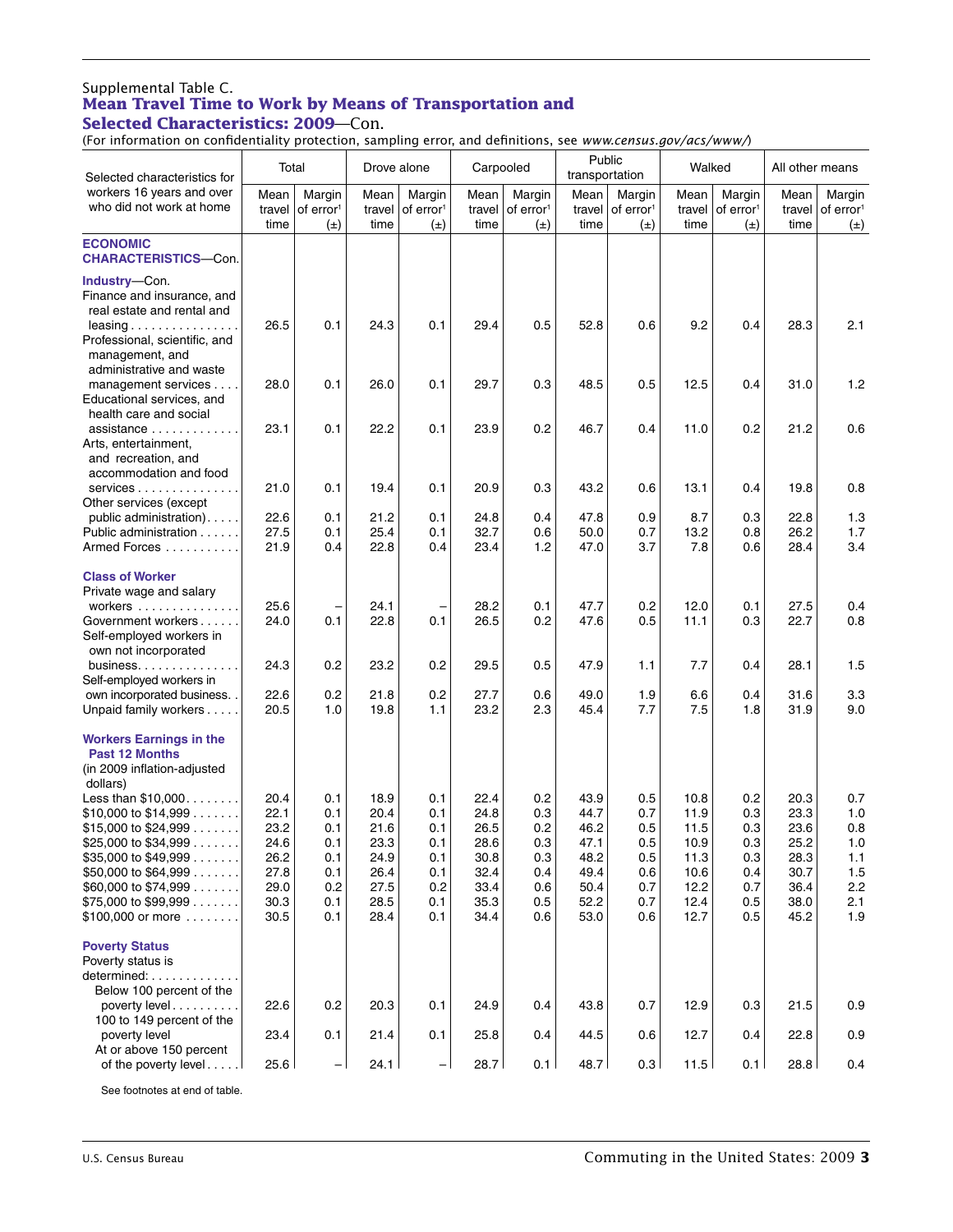Supplemental Table C.

## Mean Travel Time to Work by Means of Transportation and Selected Characteristics: 2009—Con.

(For information on confidentiality protection, sampling error, and definitions, see *www.census.gov/acs/www/*)

| Selected characteristics for workers 16 years and over who did not work at home | Total | | Drove alone | | Carpooled | | Public transportation | | Walked | | All other means | |
|---|---|---|---|---|---|---|---|---|---|---|---|---|
| | Mean travel time | Margin of error[1] (±) | Mean travel time | Margin of error[1] (±) | Mean travel time | Margin of error[1] (±) | Mean travel time | Margin of error[1] (±) | Mean travel time | Margin of error[1] (±) | Mean travel time | Margin of error[1] (±) |
| **ECONOMIC CHARACTERISTICS—Con.** | | | | | | | | | | | | |
| **Industry—Con.** | | | | | | | | | | | | |
| Finance and insurance, and real estate and rental and leasing | 26.5 | 0.1 | 24.3 | 0.1 | 29.4 | 0.5 | 52.8 | 0.6 | 9.2 | 0.4 | 28.3 | 2.1 |
| Professional, scientific, and management, and administrative and waste management services | 28.0 | 0.1 | 26.0 | 0.1 | 29.7 | 0.3 | 48.5 | 0.5 | 12.5 | 0.4 | 31.0 | 1.2 |
| Educational services, and health care and social assistance | 23.1 | 0.1 | 22.2 | 0.1 | 23.9 | 0.2 | 46.7 | 0.4 | 11.0 | 0.2 | 21.2 | 0.6 |
| Arts, entertainment, and recreation, and accommodation and food services | 21.0 | 0.1 | 19.4 | 0.1 | 20.9 | 0.3 | 43.2 | 0.6 | 13.1 | 0.4 | 19.8 | 0.8 |
| Other services (except public administration) | 22.6 | 0.1 | 21.2 | 0.1 | 24.8 | 0.4 | 47.8 | 0.9 | 8.7 | 0.3 | 22.8 | 1.3 |
| Public administration | 27.5 | 0.1 | 25.4 | 0.1 | 32.7 | 0.6 | 50.0 | 0.7 | 13.2 | 0.8 | 26.2 | 1.7 |
| Armed Forces | 21.9 | 0.4 | 22.8 | 0.4 | 23.4 | 1.2 | 47.0 | 3.7 | 7.8 | 0.6 | 28.4 | 3.4 |
| **Class of Worker** | | | | | | | | | | | | |
| Private wage and salary workers | 25.6 | – | 24.1 | – | 28.2 | 0.1 | 47.7 | 0.2 | 12.0 | 0.1 | 27.5 | 0.4 |
| Government workers | 24.0 | 0.1 | 22.8 | 0.1 | 26.5 | 0.2 | 47.6 | 0.5 | 11.1 | 0.3 | 22.7 | 0.8 |
| Self-employed workers in own not incorporated business | 24.3 | 0.2 | 23.2 | 0.2 | 29.5 | 0.5 | 47.9 | 1.1 | 7.7 | 0.4 | 28.1 | 1.5 |
| Self-employed workers in own incorporated business | 22.6 | 0.2 | 21.8 | 0.2 | 27.7 | 0.6 | 49.0 | 1.9 | 6.6 | 0.4 | 31.6 | 3.3 |
| Unpaid family workers | 20.5 | 1.0 | 19.8 | 1.1 | 23.2 | 2.3 | 45.4 | 7.7 | 7.5 | 1.8 | 31.9 | 9.0 |
| **Workers Earnings in the Past 12 Months** (in 2009 inflation-adjusted dollars) | | | | | | | | | | | | |
| Less than $10,000 | 20.4 | 0.1 | 18.9 | 0.1 | 22.4 | 0.2 | 43.9 | 0.5 | 10.8 | 0.2 | 20.3 | 0.7 |
| $10,000 to $14,999 | 22.1 | 0.1 | 20.4 | 0.1 | 24.8 | 0.3 | 44.7 | 0.7 | 11.9 | 0.3 | 23.3 | 1.0 |
| $15,000 to $24,999 | 23.2 | 0.1 | 21.6 | 0.1 | 26.5 | 0.2 | 46.2 | 0.5 | 11.5 | 0.3 | 23.6 | 0.8 |
| $25,000 to $34,999 | 24.6 | 0.1 | 23.3 | 0.1 | 28.6 | 0.3 | 47.1 | 0.5 | 10.9 | 0.3 | 25.2 | 1.0 |
| $35,000 to $49,999 | 26.2 | 0.1 | 24.9 | 0.1 | 30.8 | 0.3 | 48.2 | 0.5 | 11.3 | 0.3 | 28.3 | 1.1 |
| $50,000 to $64,999 | 27.8 | 0.1 | 26.4 | 0.1 | 32.4 | 0.4 | 49.4 | 0.6 | 10.6 | 0.4 | 30.7 | 1.5 |
| $60,000 to $74,999 | 29.0 | 0.2 | 27.5 | 0.2 | 33.4 | 0.6 | 50.4 | 0.7 | 12.2 | 0.7 | 36.4 | 2.2 |
| $75,000 to $99,999 | 30.3 | 0.1 | 28.5 | 0.1 | 35.3 | 0.5 | 52.2 | 0.7 | 12.4 | 0.5 | 38.0 | 2.1 |
| $100,000 or more | 30.5 | 0.1 | 28.4 | 0.1 | 34.4 | 0.6 | 53.0 | 0.6 | 12.7 | 0.5 | 45.2 | 1.9 |
| **Poverty Status** | | | | | | | | | | | | |
| Poverty status is determined: | | | | | | | | | | | | |
| Below 100 percent of the poverty level | 22.6 | 0.2 | 20.3 | 0.1 | 24.9 | 0.4 | 43.8 | 0.7 | 12.9 | 0.3 | 21.5 | 0.9 |
| 100 to 149 percent of the poverty level | 23.4 | 0.1 | 21.4 | 0.1 | 25.8 | 0.4 | 44.5 | 0.6 | 12.7 | 0.4 | 22.8 | 0.9 |
| At or above 150 percent of the poverty level | 25.6 | – | 24.1 | – | 28.7 | 0.1 | 48.7 | 0.3 | 11.5 | 0.1 | 28.8 | 0.4 |

See footnotes at end of table.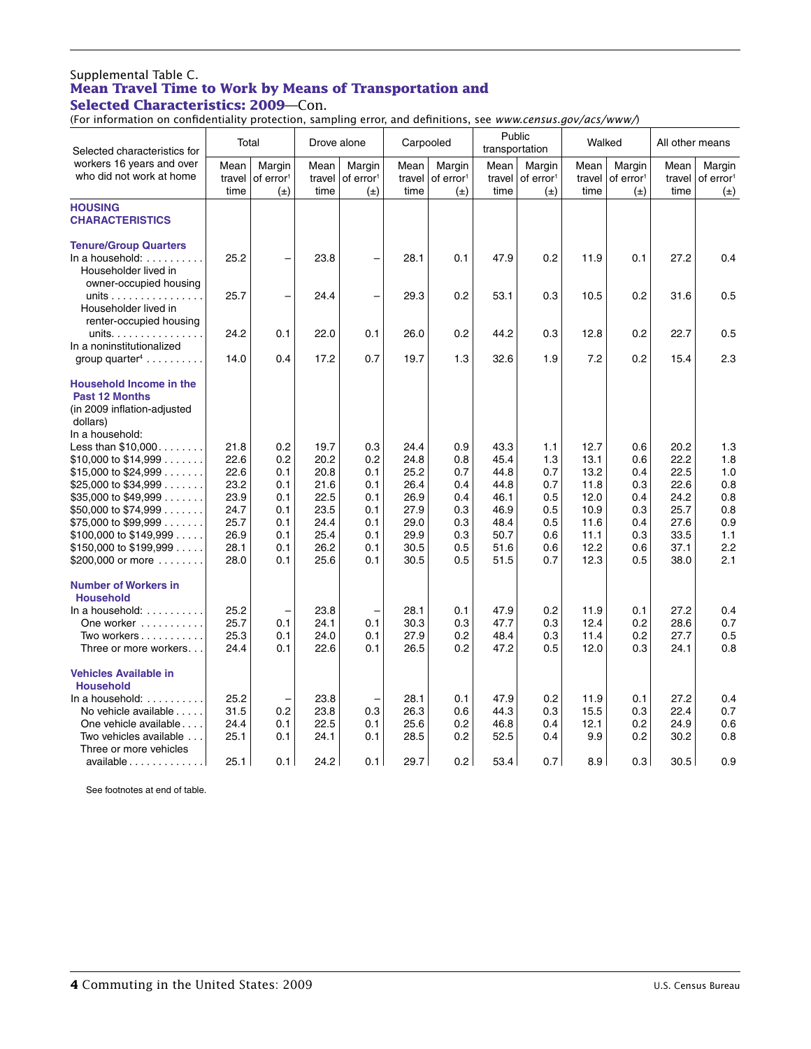Supplemental Table C.

## Mean Travel Time to Work by Means of Transportation and Selected Characteristics: 2009—Con.

(For information on confidentiality protection, sampling error, and definitions, see *www.census.gov/acs/www/*)

| Selected characteristics for workers 16 years and over who did not work at home | Total | | Drove alone | | Carpooled | | Public transportation | | Walked | | All other means | |
|---|---|---|---|---|---|---|---|---|---|---|---|---|
| | Mean travel time | Margin of error[1] (±) | Mean travel time | Margin of error[1] (±) | Mean travel time | Margin of error[1] (±) | Mean travel time | Margin of error[1] (±) | Mean travel time | Margin of error[1] (±) | Mean travel time | Margin of error[1] (±) |
| **HOUSING CHARACTERISTICS** | | | | | | | | | | | | |
| **Tenure/Group Quarters** | | | | | | | | | | | | |
| In a household: | 25.2 | – | 23.8 | – | 28.1 | 0.1 | 47.9 | 0.2 | 11.9 | 0.1 | 27.2 | 0.4 |
| Householder lived in owner-occupied housing units | 25.7 | – | 24.4 | – | 29.3 | 0.2 | 53.1 | 0.3 | 10.5 | 0.2 | 31.6 | 0.5 |
| Householder lived in renter-occupied housing units | 24.2 | 0.1 | 22.0 | 0.1 | 26.0 | 0.2 | 44.2 | 0.3 | 12.8 | 0.2 | 22.7 | 0.5 |
| In a noninstitutionalized group quarter[4] | 14.0 | 0.4 | 17.2 | 0.7 | 19.7 | 1.3 | 32.6 | 1.9 | 7.2 | 0.2 | 15.4 | 2.3 |
| **Household Income in the Past 12 Months** (in 2009 inflation-adjusted dollars) | | | | | | | | | | | | |
| In a household: | | | | | | | | | | | | |
| Less than $10,000 | 21.8 | 0.2 | 19.7 | 0.3 | 24.4 | 0.9 | 43.3 | 1.1 | 12.7 | 0.6 | 20.2 | 1.3 |
| $10,000 to $14,999 | 22.6 | 0.2 | 20.2 | 0.2 | 24.8 | 0.8 | 45.4 | 1.3 | 13.1 | 0.6 | 22.2 | 1.8 |
| $15,000 to $24,999 | 22.6 | 0.1 | 20.8 | 0.1 | 25.2 | 0.7 | 44.8 | 0.7 | 13.2 | 0.4 | 22.5 | 1.0 |
| $25,000 to $34,999 | 23.2 | 0.1 | 21.6 | 0.1 | 26.4 | 0.4 | 44.8 | 0.7 | 11.8 | 0.3 | 22.6 | 0.8 |
| $35,000 to $49,999 | 23.9 | 0.1 | 22.5 | 0.1 | 26.9 | 0.4 | 46.1 | 0.5 | 12.0 | 0.4 | 24.2 | 0.8 |
| $50,000 to $74,999 | 24.7 | 0.1 | 23.5 | 0.1 | 27.9 | 0.3 | 46.9 | 0.5 | 10.9 | 0.3 | 25.7 | 0.8 |
| $75,000 to $99,999 | 25.7 | 0.1 | 24.4 | 0.1 | 29.0 | 0.3 | 48.4 | 0.5 | 11.6 | 0.4 | 27.6 | 0.9 |
| $100,000 to $149,999 | 26.9 | 0.1 | 25.4 | 0.1 | 29.9 | 0.3 | 50.7 | 0.6 | 11.1 | 0.3 | 33.5 | 1.1 |
| $150,000 to $199,999 | 28.1 | 0.1 | 26.2 | 0.1 | 30.5 | 0.5 | 51.6 | 0.6 | 12.2 | 0.6 | 37.1 | 2.2 |
| $200,000 or more | 28.0 | 0.1 | 25.6 | 0.1 | 30.5 | 0.5 | 51.5 | 0.7 | 12.3 | 0.5 | 38.0 | 2.1 |
| **Number of Workers in Household** | | | | | | | | | | | | |
| In a household: | 25.2 | – | 23.8 | – | 28.1 | 0.1 | 47.9 | 0.2 | 11.9 | 0.1 | 27.2 | 0.4 |
| One worker | 25.7 | 0.1 | 24.1 | 0.1 | 30.3 | 0.3 | 47.7 | 0.3 | 12.4 | 0.2 | 28.6 | 0.7 |
| Two workers | 25.3 | 0.1 | 24.0 | 0.1 | 27.9 | 0.2 | 48.4 | 0.3 | 11.4 | 0.2 | 27.7 | 0.5 |
| Three or more workers | 24.4 | 0.1 | 22.6 | 0.1 | 26.5 | 0.2 | 47.2 | 0.5 | 12.0 | 0.3 | 24.1 | 0.8 |
| **Vehicles Available in Household** | | | | | | | | | | | | |
| In a household: | 25.2 | – | 23.8 | – | 28.1 | 0.1 | 47.9 | 0.2 | 11.9 | 0.1 | 27.2 | 0.4 |
| No vehicle available | 31.5 | 0.2 | 23.8 | 0.3 | 26.3 | 0.6 | 44.3 | 0.3 | 15.5 | 0.3 | 22.4 | 0.7 |
| One vehicle available | 24.4 | 0.1 | 22.5 | 0.1 | 25.6 | 0.2 | 46.8 | 0.4 | 12.1 | 0.2 | 24.9 | 0.6 |
| Two vehicles available | 25.1 | 0.1 | 24.1 | 0.1 | 28.5 | 0.2 | 52.5 | 0.4 | 9.9 | 0.2 | 30.2 | 0.8 |
| Three or more vehicles available | 25.1 | 0.1 | 24.2 | 0.1 | 29.7 | 0.2 | 53.4 | 0.7 | 8.9 | 0.3 | 30.5 | 0.9 |

See footnotes at end of table.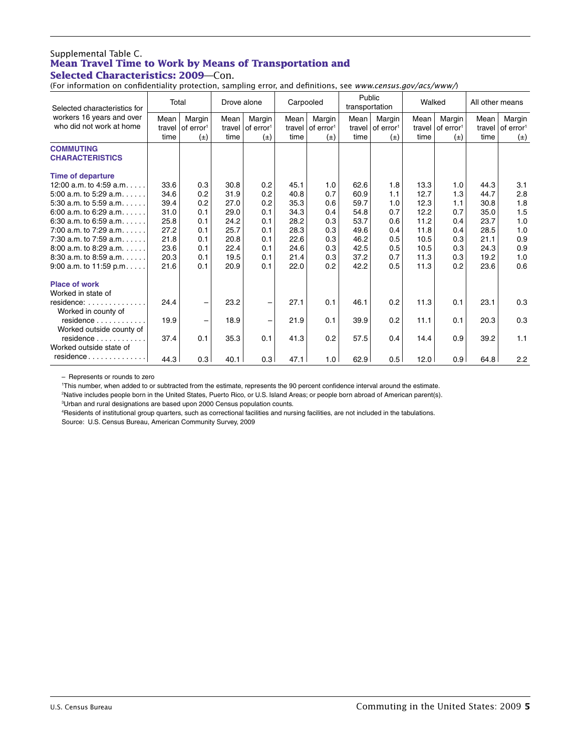Supplemental Table C.

## Mean Travel Time to Work by Means of Transportation and Selected Characteristics: 2009—Con.

(For information on confidentiality protection, sampling error, and definitions, see *www.census.gov/acs/www/*)

| Selected characteristics for workers 16 years and over who did not work at home | Total | | Drove alone | | Carpooled | | Public transportation | | Walked | | All other means | |
|---|---|---|---|---|---|---|---|---|---|---|---|---|
| | Mean travel time | Margin of error[1] (±) | Mean travel time | Margin of error[1] (±) | Mean travel time | Margin of error[1] (±) | Mean travel time | Margin of error[1] (±) | Mean travel time | Margin of error[1] (±) | Mean travel time | Margin of error[1] (±) |
| **COMMUTING CHARACTERISTICS** | | | | | | | | | | | | |
| **Time of departure** | | | | | | | | | | | | |
| 12:00 a.m. to 4:59 a.m. | 33.6 | 0.3 | 30.8 | 0.2 | 45.1 | 1.0 | 62.6 | 1.8 | 13.3 | 1.0 | 44.3 | 3.1 |
| 5:00 a.m. to 5:29 a.m. | 34.6 | 0.2 | 31.9 | 0.2 | 40.8 | 0.7 | 60.9 | 1.1 | 12.7 | 1.3 | 44.7 | 2.8 |
| 5:30 a.m. to 5:59 a.m. | 39.4 | 0.2 | 27.0 | 0.2 | 35.3 | 0.6 | 59.7 | 1.0 | 12.3 | 1.1 | 30.8 | 1.8 |
| 6:00 a.m. to 6:29 a.m. | 31.0 | 0.1 | 29.0 | 0.1 | 34.3 | 0.4 | 54.8 | 0.7 | 12.2 | 0.7 | 35.0 | 1.5 |
| 6:30 a.m. to 6:59 a.m. | 25.8 | 0.1 | 24.2 | 0.1 | 28.2 | 0.3 | 53.7 | 0.6 | 11.2 | 0.4 | 23.7 | 1.0 |
| 7:00 a.m. to 7:29 a.m. | 27.2 | 0.1 | 25.7 | 0.1 | 28.3 | 0.3 | 49.6 | 0.4 | 11.8 | 0.4 | 28.5 | 1.0 |
| 7:30 a.m. to 7:59 a.m. | 21.8 | 0.1 | 20.8 | 0.1 | 22.6 | 0.3 | 46.2 | 0.5 | 10.5 | 0.3 | 21.1 | 0.9 |
| 8:00 a.m. to 8:29 a.m. | 23.6 | 0.1 | 22.4 | 0.1 | 24.6 | 0.3 | 42.5 | 0.5 | 10.5 | 0.3 | 24.3 | 0.9 |
| 8:30 a.m. to 8:59 a.m. | 20.3 | 0.1 | 19.5 | 0.1 | 21.4 | 0.3 | 37.2 | 0.7 | 11.3 | 0.3 | 19.2 | 1.0 |
| 9:00 a.m. to 11:59 p.m. | 21.6 | 0.1 | 20.9 | 0.1 | 22.0 | 0.2 | 42.2 | 0.5 | 11.3 | 0.2 | 23.6 | 0.6 |
| **Place of work** | | | | | | | | | | | | |
| Worked in state of residence: | 24.4 | – | 23.2 | – | 27.1 | 0.1 | 46.1 | 0.2 | 11.3 | 0.1 | 23.1 | 0.3 |
| Worked in county of residence | 19.9 | – | 18.9 | – | 21.9 | 0.1 | 39.9 | 0.2 | 11.1 | 0.1 | 20.3 | 0.3 |
| Worked outside county of residence | 37.4 | 0.1 | 35.3 | 0.1 | 41.3 | 0.2 | 57.5 | 0.4 | 14.4 | 0.9 | 39.2 | 1.1 |
| Worked outside state of residence | 44.3 | 0.3 | 40.1 | 0.3 | 47.1 | 1.0 | 62.9 | 0.5 | 12.0 | 0.9 | 64.8 | 2.2 |

– Represents or rounds to zero

[1]This number, when added to or subtracted from the estimate, represents the 90 percent confidence interval around the estimate.

[2]Native includes people born in the United States, Puerto Rico, or U.S. Island Areas; or people born abroad of American parent(s).

[3]Urban and rural designations are based upon 2000 Census population counts.

[4]Residents of institutional group quarters, such as correctional facilities and nursing facilities, are not included in the tabulations.

Source: U.S. Census Bureau, American Community Survey, 2009